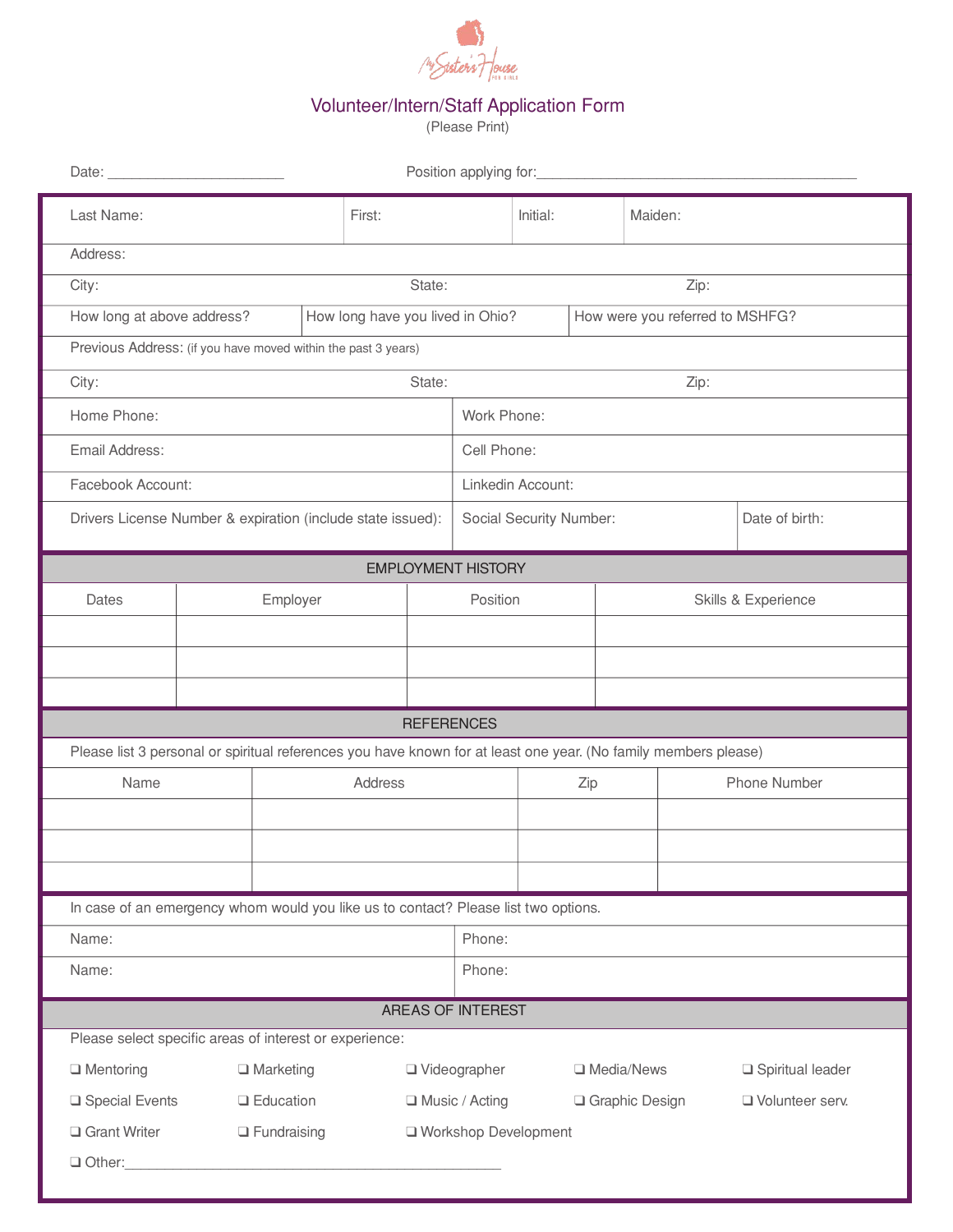# Volunteer/Intern/Staff Application Form

(Please Print)

Date: ______________________ Position applying for:________________________________________

| Last Name: | First: | Initial: | Maiden: |
|---|---|---|---|

Address:

| City: | State: | Zip: |
|---|---|---|

| How long at above address? | How long have you lived in Ohio? | How were you referred to MSHFG? |
|---|---|---|

Previous Address: (if you have moved within the past 3 years)

| City: | State: | Zip: |
|---|---|---|

| Home Phone: | Work Phone: |
|---|---|
| Email Address: | Cell Phone: |
| Facebook Account: | Linkedin Account: |

| Drivers License Number & expiration (include state issued): | Social Security Number: | Date of birth: |
|---|---|---|

## EMPLOYMENT HISTORY

| Dates | Employer | Position | Skills & Experience |
|---|---|---|---|
| | | | |
| | | | |
| | | | |

## REFERENCES

Please list 3 personal or spiritual references you have known for at least one year. (No family members please)

| Name | Address | Zip | Phone Number |
|---|---|---|---|
| | | | |
| | | | |
| | | | |

In case of an emergency whom would you like us to contact? Please list two options.

| Name: | Phone: |
|---|---|
| Name: | Phone: |

## AREAS OF INTEREST

Please select specific areas of interest or experience:

❑ Mentoring ❑ Marketing ❑ Videographer ❑ Media/News ❑ Spiritual leader

❑ Special Events ❑ Education ❑ Music / Acting ❑ Graphic Design ❑ Volunteer serv.

❑ Grant Writer ❑ Fundraising ❑ Workshop Development

❑ Other:________________________________________________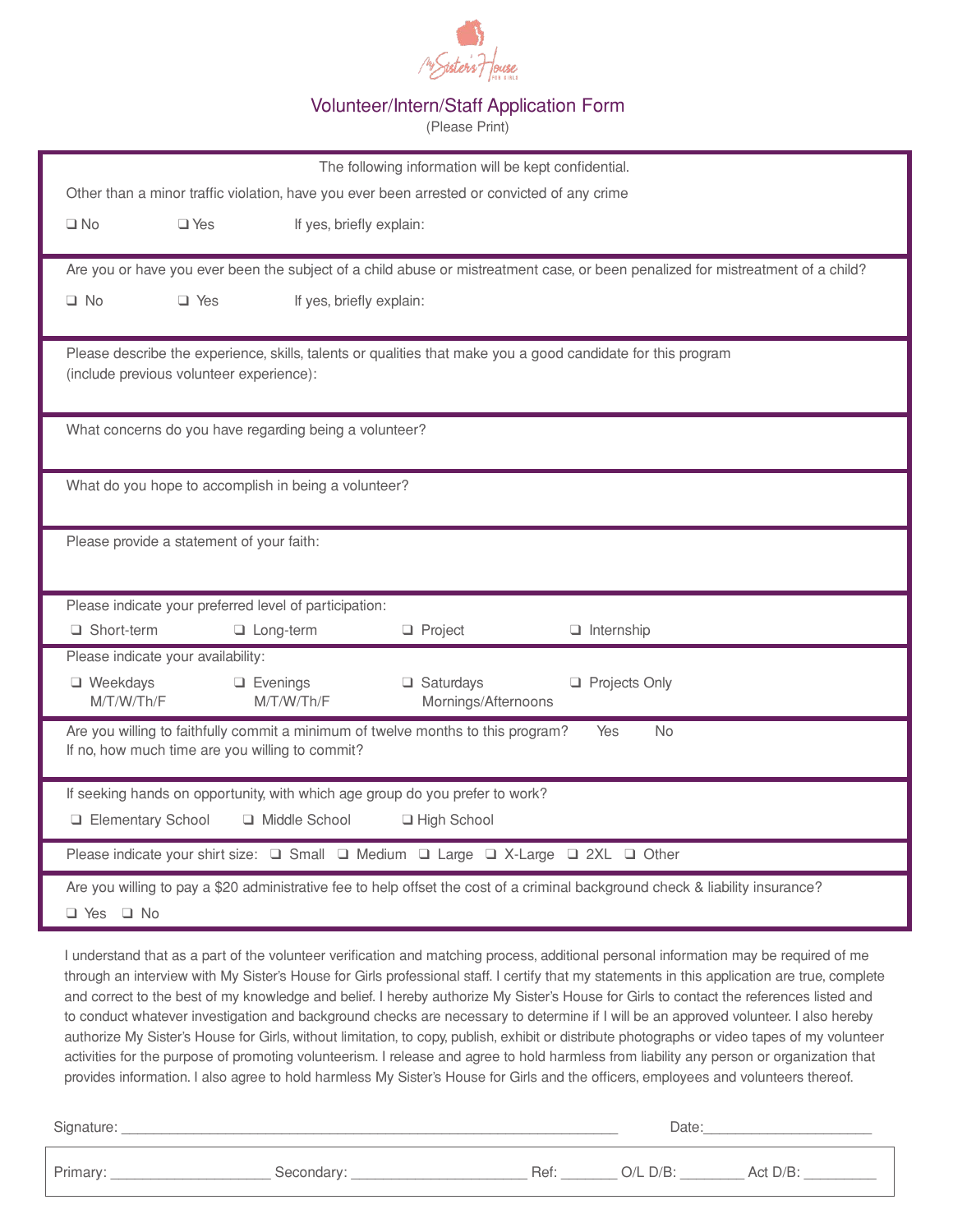My Sister's House FOR GIRLS

## Volunteer/Intern/Staff Application Form

(Please Print)

The following information will be kept confidential.

Other than a minor traffic violation, have you ever been arrested or convicted of any crime

❑ No ❑ Yes If yes, briefly explain:

Are you or have you ever been the subject of a child abuse or mistreatment case, or been penalized for mistreatment of a child?

❑ No ❑ Yes If yes, briefly explain:

Please describe the experience, skills, talents or qualities that make you a good candidate for this program (include previous volunteer experience):

What concerns do you have regarding being a volunteer?

What do you hope to accomplish in being a volunteer?

Please provide a statement of your faith:

Please indicate your preferred level of participation:

❑ Short-term ❑ Long-term ❑ Project ❑ Internship

Please indicate your availability:

❑ Weekdays M/T/W/Th/F ❑ Evenings M/T/W/Th/F ❑ Saturdays Mornings/Afternoons ❑ Projects Only

Are you willing to faithfully commit a minimum of twelve months to this program? Yes No
If no, how much time are you willing to commit?

If seeking hands on opportunity, with which age group do you prefer to work?

❑ Elementary School ❑ Middle School ❑ High School

Please indicate your shirt size: ❑ Small ❑ Medium ❑ Large ❑ X-Large ❑ 2XL ❑ Other

Are you willing to pay a $20 administrative fee to help offset the cost of a criminal background check & liability insurance?

❑ Yes ❑ No

I understand that as a part of the volunteer verification and matching process, additional personal information may be required of me through an interview with My Sister's House for Girls professional staff. I certify that my statements in this application are true, complete and correct to the best of my knowledge and belief. I hereby authorize My Sister's House for Girls to contact the references listed and to conduct whatever investigation and background checks are necessary to determine if I will be an approved volunteer. I also hereby authorize My Sister's House for Girls, without limitation, to copy, publish, exhibit or distribute photographs or video tapes of my volunteer activities for the purpose of promoting volunteerism. I release and agree to hold harmless from liability any person or organization that provides information. I also agree to hold harmless My Sister's House for Girls and the officers, employees and volunteers thereof.

Signature: ____________________________________________ Date: ____________________

Primary: ____________________ Secondary: ______________________ Ref: _______ O/L D/B: ________ Act D/B: _________